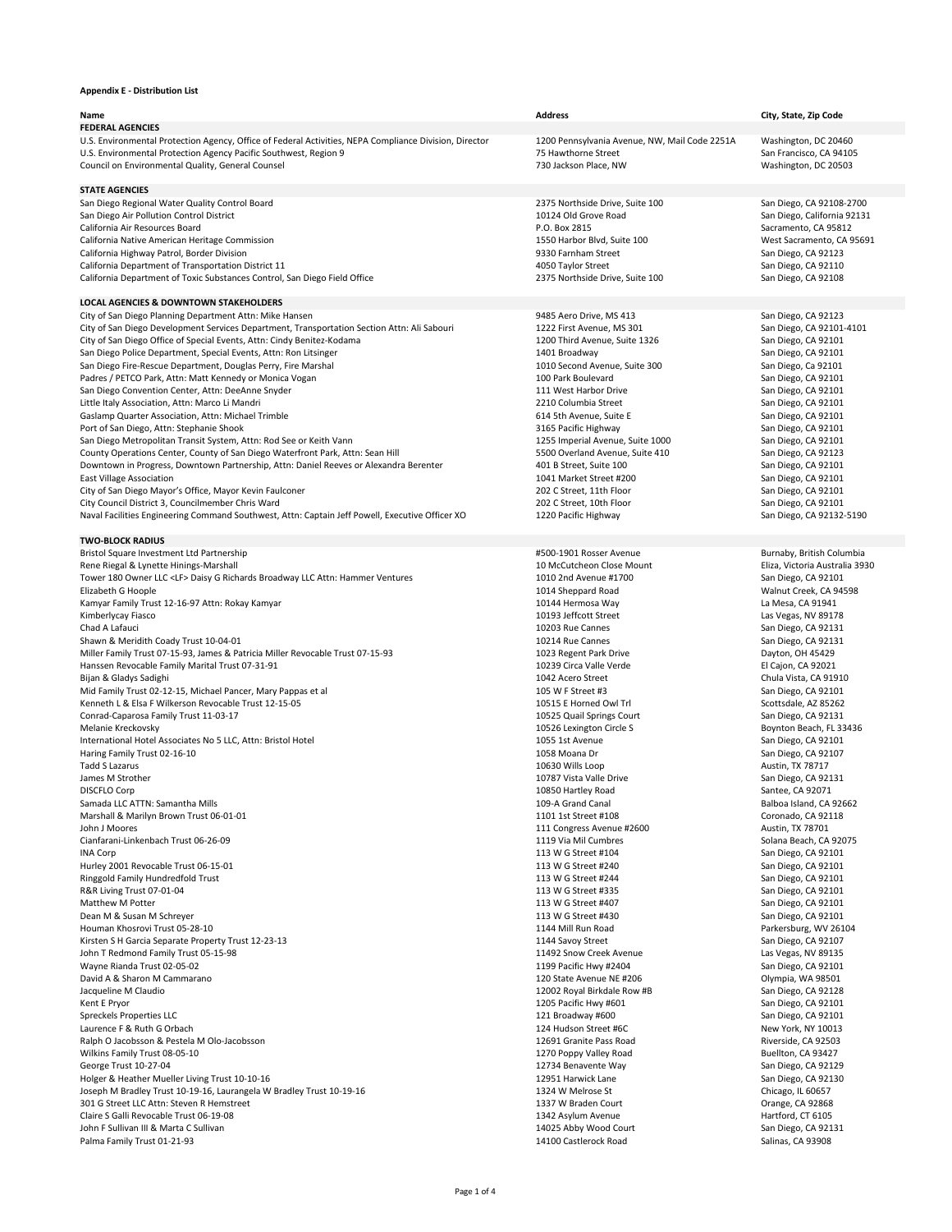**Appendix E - Distribution List**

| Name | Address | City, State, Zip Code |
|---|---|---|
| **FEDERAL AGENCIES** | | |
| U.S. Environmental Protection Agency, Office of Federal Activities, NEPA Compliance Division, Director | 1200 Pennsylvania Avenue, NW, Mail Code 2251A | Washington, DC 20460 |
| U.S. Environmental Protection Agency Pacific Southwest, Region 9 | 75 Hawthorne Street | San Francisco, CA 94105 |
| Council on Environmental Quality, General Counsel | 730 Jackson Place, NW | Washington, DC 20503 |
| | | |
| **STATE AGENCIES** | | |
| San Diego Regional Water Quality Control Board | 2375 Northside Drive, Suite 100 | San Diego, CA 92108-2700 |
| San Diego Air Pollution Control District | 10124 Old Grove Road | San Diego, California 92131 |
| California Air Resources Board | P.O. Box 2815 | Sacramento, CA 95812 |
| California Native American Heritage Commission | 1550 Harbor Blvd, Suite 100 | West Sacramento, CA 95691 |
| California Highway Patrol, Border Division | 9330 Farnham Street | San Diego, CA 92123 |
| California Department of Transportation District 11 | 4050 Taylor Street | San Diego, CA 92110 |
| California Department of Toxic Substances Control, San Diego Field Office | 2375 Northside Drive, Suite 100 | San Diego, CA 92108 |
| | | |
| **LOCAL AGENCIES & DOWNTOWN STAKEHOLDERS** | | |
| City of San Diego Planning Department Attn: Mike Hansen | 9485 Aero Drive, MS 413 | San Diego, CA 92123 |
| City of San Diego Development Services Department, Transportation Section Attn: Ali Sabouri | 1222 First Avenue, MS 301 | San Diego, CA 92101-4101 |
| City of San Diego Office of Special Events, Attn: Cindy Benitez-Kodama | 1200 Third Avenue, Suite 1326 | San Diego, CA 92101 |
| San Diego Police Department, Special Events, Attn: Ron Litsinger | 1401 Broadway | San Diego, CA 92101 |
| San Diego Fire-Rescue Department, Douglas Perry, Fire Marshal | 1010 Second Avenue, Suite 300 | San Diego, Ca 92101 |
| Padres / PETCO Park, Attn: Matt Kennedy or Monica Vogan | 100 Park Boulevard | San Diego, CA 92101 |
| San Diego Convention Center, Attn: DeeAnne Snyder | 111 West Harbor Drive | San Diego, CA 92101 |
| Little Italy Association, Attn: Marco Li Mandri | 2210 Columbia Street | San Diego, CA 92101 |
| Gaslamp Quarter Association, Attn: Michael Trimble | 614 5th Avenue, Suite E | San Diego, CA 92101 |
| Port of San Diego, Attn: Stephanie Shook | 3165 Pacific Highway | San Diego, CA 92101 |
| San Diego Metropolitan Transit System, Attn: Rod See or Keith Vann | 1255 Imperial Avenue, Suite 1000 | San Diego, CA 92101 |
| County Operations Center, County of San Diego Waterfront Park, Attn: Sean Hill | 5500 Overland Avenue, Suite 410 | San Diego, CA 92123 |
| Downtown in Progress, Downtown Partnership, Attn: Daniel Reeves or Alexandra Berenter | 401 B Street, Suite 100 | San Diego, CA 92101 |
| East Village Association | 1041 Market Street #200 | San Diego, CA 92101 |
| City of San Diego Mayor's Office, Mayor Kevin Faulconer | 202 C Street, 11th Floor | San Diego, CA 92101 |
| City Council District 3, Councilmember Chris Ward | 202 C Street, 10th Floor | San Diego, CA 92101 |
| Naval Facilities Engineering Command Southwest, Attn: Captain Jeff Powell, Executive Officer XO | 1220 Pacific Highway | San Diego, CA 92132-5190 |
| | | |
| **TWO-BLOCK RADIUS** | | |
| Bristol Square Investment Ltd Partnership | #500-1901 Rosser Avenue | Burnaby, British Columbia |
| Rene Riegal & Lynette Hinings-Marshall | 10 McCutcheon Close Mount | Eliza, Victoria Australia 3930 |
| Tower 180 Owner LLC <LF> Daisy G Richards Broadway LLC Attn: Hammer Ventures | 1010 2nd Avenue #1700 | San Diego, CA 92101 |
| Elizabeth G Hoople | 1014 Sheppard Road | Walnut Creek, CA 94598 |
| Kamyar Family Trust 12-16-97 Attn: Rokay Kamyar | 10144 Hermosa Way | La Mesa, CA 91941 |
| Kimberlycay Fiasco | 10193 Jeffcott Street | Las Vegas, NV 89178 |
| Chad A Lafauci | 10203 Rue Cannes | San Diego, CA 92131 |
| Shawn & Meridith Coady Trust 10-04-01 | 10214 Rue Cannes | San Diego, CA 92131 |
| Miller Family Trust 07-15-93, James & Patricia Miller Revocable Trust 07-15-93 | 1023 Regent Park Drive | Dayton, OH 45429 |
| Hanssen Revocable Family Marital Trust 07-31-91 | 10239 Circa Valle Verde | El Cajon, CA 92021 |
| Bijan & Gladys Sadighi | 1042 Acero Street | Chula Vista, CA 91910 |
| Mid Family Trust 02-12-15, Michael Pancer, Mary Pappas et al | 105 W F Street #3 | San Diego, CA 92101 |
| Kenneth L & Elsa F Wilkerson Revocable Trust 12-15-05 | 10515 E Horned Owl Trl | Scottsdale, AZ 85262 |
| Conrad-Caparosa Family Trust 11-03-17 | 10525 Quail Springs Court | San Diego, CA 92131 |
| Melanie Kreckovsky | 10526 Lexington Circle S | Boynton Beach, FL 33436 |
| International Hotel Associates No 5 LLC, Attn: Bristol Hotel | 1055 1st Avenue | San Diego, CA 92101 |
| Haring Family Trust 02-16-10 | 1058 Moana Dr | San Diego, CA 92107 |
| Tadd S Lazarus | 10630 Wills Loop | Austin, TX 78717 |
| James M Strother | 10787 Vista Valle Drive | San Diego, CA 92131 |
| DISCFLO Corp | 10850 Hartley Road | Santee, CA 92071 |
| Samada LLC ATTN: Samantha Mills | 109-A Grand Canal | Balboa Island, CA 92662 |
| Marshall & Marilyn Brown Trust 06-01-01 | 1101 1st Street #108 | Coronado, CA 92118 |
| John J Moores | 111 Congress Avenue #2600 | Austin, TX 78701 |
| Cianfarani-Linkenbach Trust 06-26-09 | 1119 Via Mil Cumbres | Solana Beach, CA 92075 |
| INA Corp | 113 W G Street #104 | San Diego, CA 92101 |
| Hurley 2001 Revocable Trust 06-15-01 | 113 W G Street #240 | San Diego, CA 92101 |
| Ringgold Family Hundredfold Trust | 113 W G Street #244 | San Diego, CA 92101 |
| R&R Living Trust 07-01-04 | 113 W G Street #335 | San Diego, CA 92101 |
| Matthew M Potter | 113 W G Street #407 | San Diego, CA 92101 |
| Dean M & Susan M Schreyer | 113 W G Street #430 | San Diego, CA 92101 |
| Houman Khosrovi Trust 05-28-10 | 1144 Mill Run Road | Parkersburg, WV 26104 |
| Kirsten S H Garcia Separate Property Trust 12-23-13 | 1144 Savoy Street | San Diego, CA 92107 |
| John T Redmond Family Trust 05-15-98 | 11492 Snow Creek Avenue | Las Vegas, NV 89135 |
| Wayne Rianda Trust 02-05-02 | 1199 Pacific Hwy #2404 | San Diego, CA 92101 |
| David A & Sharon M Cammarano | 120 State Avenue NE #206 | Olympia, WA 98501 |
| Jacqueline M Claudio | 12002 Royal Birkdale Row #B | San Diego, CA 92128 |
| Kent E Pryor | 1205 Pacific Hwy #601 | San Diego, CA 92101 |
| Spreckels Properties LLC | 121 Broadway #600 | San Diego, CA 92101 |
| Laurence F & Ruth G Orbach | 124 Hudson Street #6C | New York, NY 10013 |
| Ralph O Jacobsson & Pestela M Olo-Jacobsson | 12691 Granite Pass Road | Riverside, CA 92503 |
| Wilkins Family Trust 08-05-10 | 1270 Poppy Valley Road | Buellton, CA 93427 |
| George Trust 10-27-04 | 12734 Benavente Way | San Diego, CA 92129 |
| Holger & Heather Mueller Living Trust 10-10-16 | 12951 Harwick Lane | San Diego, CA 92130 |
| Joseph M Bradley Trust 10-19-16, Laurangela W Bradley Trust 10-19-16 | 1324 W Melrose St | Chicago, IL 60657 |
| 301 G Street LLC Attn: Steven R Hemstreet | 1337 W Braden Court | Orange, CA 92868 |
| Claire S Galli Revocable Trust 06-19-08 | 1342 Asylum Avenue | Hartford, CT 6105 |
| John F Sullivan III & Marta C Sullivan | 14025 Abby Wood Court | San Diego, CA 92131 |
| Palma Family Trust 01-21-93 | 14100 Castlerock Road | Salinas, CA 93908 |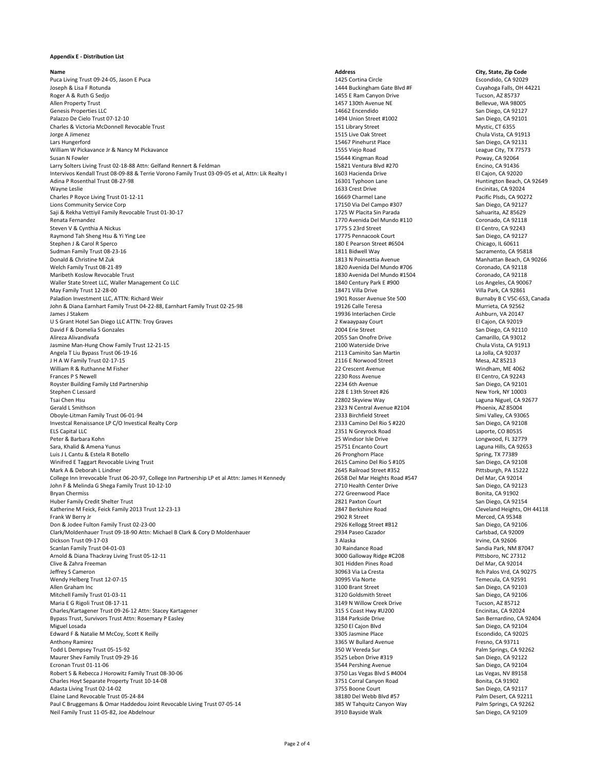**Appendix E - Distribution List**

| Name | Address | City, State, Zip Code |
|---|---|---|
| Puca Living Trust 09-24-05, Jason E Puca | 1425 Cortina Circle | Escondido, CA 92029 |
| Joseph & Lisa F Rotunda | 1444 Buckingham Gate Blvd #F | Cuyahoga Falls, OH 44221 |
| Roger A & Ruth G Sedjo | 1455 E Ram Canyon Drive | Tucson, AZ 85737 |
| Allen Property Trust | 1457 130th Avenue NE | Bellevue, WA 98005 |
| Genesis Properties LLC | 14662 Encendido | San Diego, CA 92127 |
| Palazzo De Cielo Trust 07-12-10 | 1494 Union Street #1002 | San Diego, CA 92101 |
| Charles & Victoria McDonnell Revocable Trust | 151 Library Street | Mystic, CT 6355 |
| Jorge A Jimenez | 1515 Live Oak Street | Chula Vista, CA 91913 |
| Lars Hungerford | 15467 Pinehurst Place | San Diego, CA 92131 |
| William W Pickavance Jr & Nancy M Pickavance | 1555 Viejo Road | League City, TX 77573 |
| Susan N Fowler | 15644 Kingman Road | Poway, CA 92064 |
| Larry Solters Living Trust 02-18-88 Attn: Gelfand Rennert & Feldman | 15821 Ventura Blvd #270 | Encino, CA 91436 |
| Intervivos Kendall Trust 08-09-88 & Terrie Vorono Family Trust 03-09-05 et al, Attn: Lik Realty I | 1603 Hacienda Drive | El Cajon, CA 92020 |
| Adina P Rosenthal Trust 08-27-98 | 16301 Typhoon Lane | Huntington Beach, CA 92649 |
| Wayne Leslie | 1633 Crest Drive | Encinitas, CA 92024 |
| Charles P Royce Living Trust 01-12-11 | 16669 Charmel Lane | Pacific Plsds, CA 90272 |
| Lions Community Service Corp | 17150 Via Del Campo #307 | San Diego, CA 92127 |
| Saji & Rekha Vettiyil Family Revocable Trust 01-30-17 | 1725 W Placita Sin Parada | Sahuarita, AZ 85629 |
| Renata Fernandez | 1770 Avenida Del Mundo #110 | Coronado, CA 92118 |
| Steven V & Cynthia A Nickus | 1775 S 23rd Street | El Centro, CA 92243 |
| Raymond Tah Sheng Hsu & Yi Ying Lee | 17775 Pennacook Court | San Diego, CA 92127 |
| Stephen J & Carol R Sperco | 180 E Pearson Street #6504 | Chicago, IL 60611 |
| Sudman Family Trust 08-23-16 | 1811 Bidwell Way | Sacramento, CA 95818 |
| Donald & Christine M Zuk | 1813 N Poinsettia Avenue | Manhattan Beach, CA 90266 |
| Welch Family Trust 08-21-89 | 1820 Avenida Del Mundo #706 | Coronado, CA 92118 |
| Maribeth Koslow Revocable Trust | 1830 Avenida Del Mundo #1504 | Coronado, CA 92118 |
| Waller State Street LLC, Waller Management Co LLC | 1840 Century Park E #900 | Los Angeles, CA 90067 |
| May Family Trust 12-28-00 | 18471 Villa Drive | Villa Park, CA 92861 |
| Paladion Investment LLC, ATTN: Richard Weir | 1901 Rosser Avenue Ste 500 | Burnaby B C V5C-6S3, Canada |
| John & Diana Earnhart Family Trust 04-22-88, Earnhart Family Trust 02-25-98 | 19126 Calle Teresa | Murrieta, CA 92562 |
| James J Stakem | 19936 Interlachen Circle | Ashburn, VA 20147 |
| U S Grant Hotel San Diego LLC ATTN: Troy Graves | 2 Kwaaypaay Court | El Cajon, CA 92019 |
| David F & Domelia S Gonzales | 2004 Erie Street | San Diego, CA 92110 |
| Alireza Alivandivafa | 2055 San Onofre Drive | Camarillo, CA 93012 |
| Jasmine Man-Hung Chow Family Trust 12-21-15 | 2100 Waterside Drive | Chula Vista, CA 91913 |
| Angela T Liu Bypass Trust 06-19-16 | 2113 Caminito San Martin | La Jolla, CA 92037 |
| J H A W Family Trust 02-17-15 | 2116 E Norwood Street | Mesa, AZ 85213 |
| William R & Ruthanne M Fisher | 22 Crescent Avenue | Windham, ME 4062 |
| Frances P S Newell | 2230 Ross Avenue | El Centro, CA 92243 |
| Royster Building Family Ltd Partnership | 2234 6th Avenue | San Diego, CA 92101 |
| Stephen C Lessard | 228 E 13th Street #26 | New York, NY 10003 |
| Tsai Chen Hsu | 22802 Skyview Way | Laguna Niguel, CA 92677 |
| Gerald L Smithson | 2323 N Central Avenue #2104 | Phoenix, AZ 85004 |
| Oboyle-Litman Family Trust 06-01-94 | 2333 Birchfield Street | Simi Valley, CA 93065 |
| Investcal Renaissance LP C/O Investical Realty Corp | 2333 Camino Del Rio S #220 | San Diego, CA 92108 |
| ELS Capital LLC | 2351 N Greyrock Road | Laporte, CO 80535 |
| Peter & Barbara Kohn | 25 Windsor Isle Drive | Longwood, FL 32779 |
| Sara, Khalid & Amena Yunus | 25751 Encanto Court | Laguna Hills, CA 92653 |
| Luis J L Cantu & Estela R Botello | 26 Pronghorn Place | Spring, TX 77389 |
| Winifred E Taggart Revocable Living Trust | 2615 Camino Del Rio S #105 | San Diego, CA 92108 |
| Mark A & Deborah L Lindner | 2645 Railroad Street #352 | Pittsburgh, PA 15222 |
| College Inn Irrevocable Trust 06-20-97, College Inn Partnership LP et al Attn: James H Kennedy | 2658 Del Mar Heights Road #547 | Del Mar, CA 92014 |
| John F & Melinda G Shega Family Trust 10-12-10 | 2710 Health Center Drive | San Diego, CA 92123 |
| Bryan Chermiss | 272 Greenwood Place | Bonita, CA 91902 |
| Huber Family Credit Shelter Trust | 2821 Paxton Court | San Diego, CA 92154 |
| Katherine M Feick, Feick Family 2013 Trust 12-23-13 | 2847 Berkshire Road | Cleveland Heights, OH 44118 |
| Frank W Berry Jr | 2902 R Street | Merced, CA 95348 |
| Don & Jodee Fulton Family Trust 02-23-00 | 2926 Kellogg Street #B12 | San Diego, CA 92106 |
| Clark/Moldenhauer Trust 09-18-90 Attn: Michael B Clark & Cory D Moldenhauer | 2934 Paseo Cazador | Carlsbad, CA 92009 |
| Dickson Trust 09-17-03 | 3 Alaska | Irvine, CA 92606 |
| Scanlan Family Trust 04-01-03 | 30 Raindance Road | Sandia Park, NM 87047 |
| Arnold & Diana Thackray Living Trust 05-12-11 | 3000 Galloway Ridge #C208 | Pittsboro, NC 27312 |
| Clive & Zahra Freeman | 301 Hidden Pines Road | Del Mar, CA 92014 |
| Jeffrey S Cameron | 30963 Via La Cresta | Rch Palos Vrd, CA 90275 |
| Wendy Helberg Trust 12-07-15 | 30995 Via Norte | Temecula, CA 92591 |
| Allen Graham Inc | 3100 Brant Street | San Diego, CA 92103 |
| Mitchell Family Trust 01-03-11 | 3120 Goldsmith Street | San Diego, CA 92106 |
| Maria E G Rigoli Trust 08-17-11 | 3149 N Willow Creek Drive | Tucson, AZ 85712 |
| Charles/Kartagener Trust 09-26-12 Attn: Stacey Kartagener | 315 S Coast Hwy #U200 | Encinitas, CA 92024 |
| Bypass Trust, Survivors Trust Attn: Rosemary P Easley | 3184 Parkside Drive | San Bernardino, CA 92404 |
| Miguel Losada | 3250 El Cajon Blvd | San Diego, CA 92104 |
| Edward F & Natalie M McCoy, Scott K Reilly | 3305 Jasmine Place | Escondido, CA 92025 |
| Anthony Ramirez | 3365 W Bullard Avenue | Fresno, CA 93711 |
| Todd L Dempsey Trust 05-15-92 | 350 W Vereda Sur | Palm Springs, CA 92262 |
| Maurer Shev Family Trust 09-29-16 | 3525 Lebon Drive #319 | San Diego, CA 92122 |
| Ecronan Trust 01-11-06 | 3544 Pershing Avenue | San Diego, CA 92104 |
| Robert S & Rebecca J Horowitz Family Trust 08-30-06 | 3750 Las Vegas Blvd S #4004 | Las Vegas, NV 89158 |
| Charles Hoyt Separate Property Trust 10-14-08 | 3751 Corral Canyon Road | Bonita, CA 91902 |
| Adasta Living Trust 02-14-02 | 3755 Boone Court | San Diego, CA 92117 |
| Elaine Land Revocable Trust 05-24-84 | 38180 Del Webb Blvd #57 | Palm Desert, CA 92211 |
| Paul C Bruggemans & Omar Haddedou Joint Revocable Living Trust 07-05-14 | 385 W Tahquitz Canyon Way | Palm Springs, CA 92262 |
| Neil Family Trust 11-05-82, Joe Abdelnour | 3910 Bayside Walk | San Diego, CA 92109 |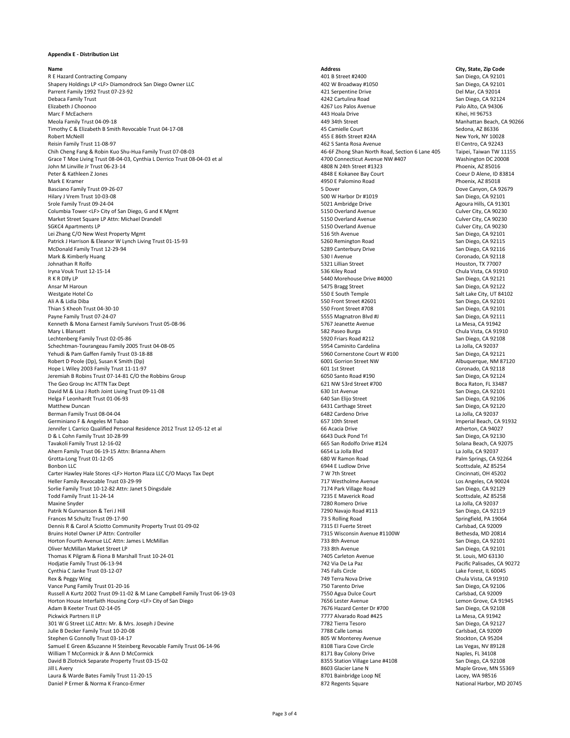**Appendix E - Distribution List**

| Name | Address | City, State, Zip Code |
|---|---|---|
| R E Hazard Contracting Company | 401 B Street #2400 | San Diego, CA 92101 |
| Shapery Holdings LP <LF> Diamondrock San Diego Owner LLC | 402 W Broadway #1050 | San Diego, CA 92101 |
| Parrent Family 1992 Trust 07-23-92 | 421 Serpentine Drive | Del Mar, CA 92014 |
| Debaca Family Trust | 4242 Cartulina Road | San Diego, CA 92124 |
| Elizabeth J Choonoo | 4267 Los Palos Avenue | Palo Alto, CA 94306 |
| Marc F McEachern | 443 Hoala Drive | Kihei, HI 96753 |
| Meola Family Trust 04-09-18 | 449 34th Street | Manhattan Beach, CA 90266 |
| Timothy C & Elizabeth B Smith Revocable Trust 04-17-08 | 45 Camielle Court | Sedona, AZ 86336 |
| Robert McNeill | 455 E 86th Street #24A | New York, NY 10028 |
| Reisin Family Trust 11-08-97 | 462 S Santa Rosa Avenue | El Centro, CA 92243 |
| Chih Cheng Fang & Robin Kuo Shu-Hua Family Trust 07-08-03 | 46-6F Zhong Shan North Road, Section 6 Lane 405 | Taipei, Taiwan TW 11155 |
| Grace T Moe Living Trust 08-04-03, Cynthia L Derrico Trust 08-04-03 et al | 4700 Connecticut Avenue NW #407 | Washington DC 20008 |
| John M Linville Jr Trust 06-23-14 | 4808 N 24th Street #1323 | Phoenix, AZ 85016 |
| Peter & Kathleen Z Jones | 4848 E Kokanee Bay Court | Coeur D Alene, ID 83814 |
| Mark E Kramer | 4950 E Palomino Road | Phoenix, AZ 85018 |
| Basciano Family Trust 09-26-07 | 5 Dover | Dove Canyon, CA 92679 |
| Hilary J Vrem Trust 10-03-08 | 500 W Harbor Dr #1019 | San Diego, CA 92101 |
| Srole Family Trust 09-24-04 | 5021 Ambridge Drive | Agoura Hills, CA 91301 |
| Columbia Tower <LF> City of San Diego, G and K Mgmt | 5150 Overland Avenue | Culver City, CA 90230 |
| Market Street Square LP Attn: Michael Drandell | 5150 Overland Avenue | Culver City, CA 90230 |
| SGKC4 Apartments LP | 5150 Overland Avenue | Culver City, CA 90230 |
| Lei Zhang C/O New West Property Mgmt | 516 5th Avenue | San Diego, CA 92101 |
| Patrick J Harrison & Eleanor W Lynch Living Trust 01-15-93 | 5260 Remington Road | San Diego, CA 92115 |
| McDonald Family Trust 12-29-94 | 5289 Canterbury Drive | San Diego, CA 92116 |
| Mark & Kimberly Huang | 530 I Avenue | Coronado, CA 92118 |
| Johnathan R Rolfo | 5321 Lillian Street | Houston, TX 77007 |
| Iryna Vouk Trust 12-15-14 | 536 Kiley Road | Chula Vista, CA 91910 |
| R K R Dlfy LP | 5440 Morehouse Drive #4000 | San Diego, CA 92121 |
| Ansar M Haroun | 5475 Bragg Street | San Diego, CA 92122 |
| Westgate Hotel Co | 550 E South Temple | Salt Lake City, UT 84102 |
| Ali A & Lidia Diba | 550 Front Street #2601 | San Diego, CA 92101 |
| Thian S Kheoh Trust 04-30-10 | 550 Front Street #708 | San Diego, CA 92101 |
| Payne Family Trust 07-24-07 | 5555 Magnatron Blvd #J | San Diego, CA 92111 |
| Kenneth & Mona Earnest Family Survivors Trust 05-08-96 | 5767 Jeanette Avenue | La Mesa, CA 91942 |
| Mary L Blansett | 582 Paseo Burga | Chula Vista, CA 91910 |
| Lechtenberg Family Trust 02-05-86 | 5920 Friars Road #212 | San Diego, CA 92108 |
| Schechtman-Tourangeau Family 2005 Trust 04-08-05 | 5954 Caminito Cardelina | La Jolla, CA 92037 |
| Yehudi & Pam Gaffen Family Trust 03-18-88 | 5960 Cornerstone Court W #100 | San Diego, CA 92121 |
| Robert D Poole (Dp), Susan K Smith (Dp) | 6001 Gorrion Street NW | Albuquerque, NM 87120 |
| Hope L Wiley 2003 Family Trust 11-11-97 | 601 1st Street | Coronado, CA 92118 |
| Jeremiah B Robins Trust 07-14-81 C/O the Robbins Group | 6050 Santo Road #190 | San Diego, CA 92124 |
| The Geo Group Inc ATTN Tax Dept | 621 NW 53rd Street #700 | Boca Raton, FL 33487 |
| David M & Lisa J Roth Joint Living Trust 09-11-08 | 630 1st Avenue | San Diego, CA 92101 |
| Helga F Leonhardt Trust 01-06-93 | 640 San Elijo Street | San Diego, CA 92106 |
| Matthew Duncan | 6431 Carthage Street | San Diego, CA 92120 |
| Berman Family Trust 08-04-04 | 6482 Cardeno Drive | La Jolla, CA 92037 |
| Germiniano F & Angeles M Tubao | 657 10th Street | Imperial Beach, CA 91932 |
| Jennifer L Carrico Qualified Personal Residence 2012 Trust 12-05-12 et al | 66 Acacia Drive | Atherton, CA 94027 |
| D & L Cohn Family Trust 10-28-99 | 6643 Duck Pond Trl | San Diego, CA 92130 |
| Tavakoli Family Trust 12-16-02 | 665 San Rodolfo Drive #124 | Solana Beach, CA 92075 |
| Ahern Family Trust 06-19-15 Attn: Brianna Ahern | 6654 La Jolla Blvd | La Jolla, CA 92037 |
| Grotta-Long Trust 01-12-05 | 680 W Ramon Road | Palm Springs, CA 92264 |
| Bonbon LLC | 6944 E Ludlow Drive | Scottsdale, AZ 85254 |
| Carter Hawley Hale Stores <LF> Horton Plaza LLC C/O Macys Tax Dept | 7 W 7th Street | Cincinnati, OH 45202 |
| Heller Family Revocable Trust 03-29-99 | 717 Westholme Avenue | Los Angeles, CA 90024 |
| Sorlie Family Trust 10-12-82 Attn: Janet S Dingsdale | 7174 Park Village Road | San Diego, CA 92129 |
| Todd Family Trust 11-24-14 | 7235 E Maverick Road | Scottsdale, AZ 85258 |
| Maxine Snyder | 7280 Romero Drive | La Jolla, CA 92037 |
| Patrik N Gunnarsson & Teri J Hill | 7290 Navajo Road #113 | San Diego, CA 92119 |
| Frances M Schultz Trust 09-17-90 | 73 S Rolling Road | Springfield, PA 19064 |
| Dennis R & Carol A Sciotto Community Property Trust 01-09-02 | 7315 El Fuerte Street | Carlsbad, CA 92009 |
| Bruins Hotel Owner LP Attn: Controller | 7315 Wisconsin Avenue #1100W | Bethesda, MD 20814 |
| Horton Fourth Avenue LLC Attn: James L McMillan | 733 8th Avenue | San Diego, CA 92101 |
| Oliver McMillan Market Street LP | 733 8th Avenue | San Diego, CA 92101 |
| Thomas K Pilgram & Fiona B Marshall Trust 10-24-01 | 7405 Carleton Avenue | St. Louis, MO 63130 |
| Hodjatie Family Trust 06-13-94 | 742 Via De La Paz | Pacific Palisades, CA 90272 |
| Cynthia C Janke Trust 03-12-07 | 745 Falls Circle | Lake Forest, IL 60045 |
| Rex & Peggy Wing | 749 Terra Nova Drive | Chula Vista, CA 91910 |
| Vance Pung Family Trust 01-20-16 | 750 Tarento Drive | San Diego, CA 92106 |
| Russell A Kurtz 2002 Trust 09-11-02 & M Lane Campbell Family Trust 06-19-03 | 7550 Agua Dulce Court | Carlsbad, CA 92009 |
| Horton House Interfaith Housing Corp <LF> City of San Diego | 7656 Lester Avenue | Lemon Grove, CA 91945 |
| Adam B Keeter Trust 02-14-05 | 7676 Hazard Center Dr #700 | San Diego, CA 92108 |
| Pickwick Partners II LP | 7777 Alvarado Road #425 | La Mesa, CA 91942 |
| 301 W G Street LLC Attn: Mr. & Mrs. Joseph J Devine | 7782 Tierra Tesoro | San Diego, CA 92127 |
| Julie B Decker Family Trust 10-20-08 | 7788 Calle Lomas | Carlsbad, CA 92009 |
| Stephen G Connolly Trust 03-14-17 | 805 W Monterey Avenue | Stockton, CA 95204 |
| Samuel E Green &Suzanne H Steinberg Revocable Family Trust 06-14-96 | 8108 Tiara Cove Circle | Las Vegas, NV 89128 |
| William T McCormick Jr & Ann D McCormick | 8171 Bay Colony Drive | Naples, FL 34108 |
| David B Zlotnick Separate Property Trust 03-15-02 | 8355 Station Village Lane #4108 | San Diego, CA 92108 |
| Jill L Avery | 8603 Glacier Lane N | Maple Grove, MN 55369 |
| Laura & Warde Bates Family Trust 11-20-15 | 8701 Bainbridge Loop NE | Lacey, WA 98516 |
| Daniel P Ermer & Norma K Franco-Ermer | 872 Regents Square | National Harbor, MD 20745 |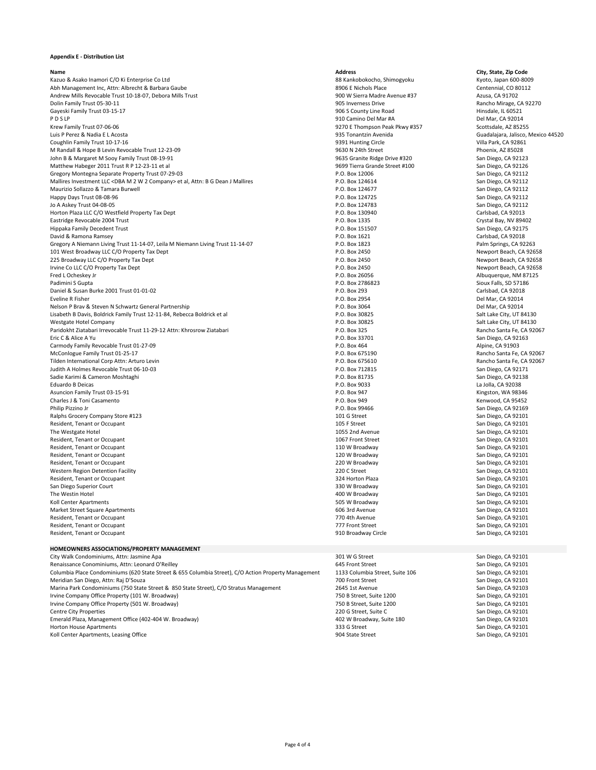**Appendix E - Distribution List**

| Name | Address | City, State, Zip Code |
|---|---|---|
| Kazuo & Asako Inamori C/O Ki Enterprise Co Ltd | 88 Kankobokocho, Shimogyoku | Kyoto, Japan 600-8009 |
| Abh Management Inc, Attn: Albrecht & Barbara Gaube | 8906 E Nichols Place | Centennial, CO 80112 |
| Andrew Mills Revocable Trust 10-18-07, Debora Mills Trust | 900 W Sierra Madre Avenue #37 | Azusa, CA 91702 |
| Dolin Family Trust 05-30-11 | 905 Inverness Drive | Rancho Mirage, CA 92270 |
| Gayeski Family Trust 03-15-17 | 906 S County Line Road | Hinsdale, IL 60521 |
| P D S LP | 910 Camino Del Mar #A | Del Mar, CA 92014 |
| Krew Family Trust 07-06-06 | 9270 E Thompson Peak Pkwy #357 | Scottsdale, AZ 85255 |
| Luis P Perez & Nadia E L Acosta | 935 Tonantzin Avenida | Guadalajara, Jalisco, Mexico 44520 |
| Coughlin Family Trust 10-17-16 | 9391 Hunting Circle | Villa Park, CA 92861 |
| M Randall & Hope B Levin Revocable Trust 12-23-09 | 9630 N 24th Street | Phoenix, AZ 85028 |
| John B & Margaret M Sooy Family Trust 08-19-91 | 9635 Granite Ridge Drive #320 | San Diego, CA 92123 |
| Matthew Habeger 2011 Trust R P 12-23-11 et al | 9699 Tierra Grande Street #100 | San Diego, CA 92126 |
| Gregory Montegna Separate Property Trust 07-29-03 | P.O. Box 12006 | San Diego, CA 92112 |
| Mallires Investment LLC <DBA M 2 W 2 Company> et al, Attn: B G Dean J Mallires | P.O. Box 124614 | San Diego, CA 92112 |
| Maurizio Sollazzo & Tamara Burwell | P.O. Box 124677 | San Diego, CA 92112 |
| Happy Days Trust 08-08-96 | P.O. Box 124725 | San Diego, CA 92112 |
| Jo A Askey Trust 04-08-05 | P.O. Box 124783 | San Diego, CA 92112 |
| Horton Plaza LLC C/O Westfield Property Tax Dept | P.O. Box 130940 | Carlsbad, CA 92013 |
| Eastridge Revocable 2004 Trust | P.O. Box 1335 | Crystal Bay, NV 89402 |
| Hippaka Family Decedent Trust | P.O. Box 151507 | San Diego, CA 92175 |
| David & Ramona Ramsey | P.O. Box 1621 | Carlsbad, CA 92018 |
| Gregory A Niemann Living Trust 11-14-07, Leila M Niemann Living Trust 11-14-07 | P.O. Box 1823 | Palm Springs, CA 92263 |
| 101 West Broadway LLC C/O Property Tax Dept | P.O. Box 2450 | Newport Beach, CA 92658 |
| 225 Broadway LLC C/O Property Tax Dept | P.O. Box 2450 | Newport Beach, CA 92658 |
| Irvine Co LLC C/O Property Tax Dept | P.O. Box 2450 | Newport Beach, CA 92658 |
| Fred L Ocheskey Jr | P.O. Box 26056 | Albuquerque, NM 87125 |
| Padimini S Gupta | P.O. Box 2786823 | Sioux Falls, SD 57186 |
| Daniel & Susan Burke 2001 Trust 01-01-02 | P.O. Box 293 | Carlsbad, CA 92018 |
| Eveline R Fisher | P.O. Box 2954 | Del Mar, CA 92014 |
| Nelson P Brav & Steven N Schwartz General Partnership | P.O. Box 3064 | Del Mar, CA 92014 |
| Lisabeth B Davis, Boldrick Family Trust 12-11-84, Rebecca Boldrick et al | P.O. Box 30825 | Salt Lake City, UT 84130 |
| Westgate Hotel Company | P.O. Box 30825 | Salt Lake City, UT 84130 |
| Paridokht Ziatabari Irrevocable Trust 11-29-12 Attn: Khrosrow Ziatabari | P.O. Box 325 | Rancho Santa Fe, CA 92067 |
| Eric C & Alice A Yu | P.O. Box 33701 | San Diego, CA 92163 |
| Carmody Family Revocable Trust 01-27-09 | P.O. Box 464 | Alpine, CA 91903 |
| McConlogue Family Trust 01-25-17 | P.O. Box 675190 | Rancho Santa Fe, CA 92067 |
| Tilden International Corp Attn: Arturo Levin | P.O. Box 675610 | Rancho Santa Fe, CA 92067 |
| Judith A Holmes Revocable Trust 06-10-03 | P.O. Box 712815 | San Diego, CA 92171 |
| Sadie Karimi & Cameron Moshtaghi | P.O. Box 81735 | San Diego, CA 92138 |
| Eduardo B Deicas | P.O. Box 9033 | La Jolla, CA 92038 |
| Asuncion Family Trust 03-15-91 | P.O. Box 947 | Kingston, WA 98346 |
| Charles J & Toni Casamento | P.O. Box 949 | Kenwood, CA 95452 |
| Philip Pizzino Jr | P.O. Box 99466 | San Diego, CA 92169 |
| Ralphs Grocery Company Store #123 | 101 G Street | San Diego, CA 92101 |
| Resident, Tenant or Occupant | 105 F Street | San Diego, CA 92101 |
| The Westgate Hotel | 1055 2nd Avenue | San Diego, CA 92101 |
| Resident, Tenant or Occupant | 1067 Front Street | San Diego, CA 92101 |
| Resident, Tenant or Occupant | 110 W Broadway | San Diego, CA 92101 |
| Resident, Tenant or Occupant | 120 W Broadway | San Diego, CA 92101 |
| Resident, Tenant or Occupant | 220 W Broadway | San Diego, CA 92101 |
| Western Region Detention Facility | 220 C Street | San Diego, CA 92101 |
| Resident, Tenant or Occupant | 324 Horton Plaza | San Diego, CA 92101 |
| San Diego Superior Court | 330 W Broadway | San Diego, CA 92101 |
| The Westin Hotel | 400 W Broadway | San Diego, CA 92101 |
| Koll Center Apartments | 505 W Broadway | San Diego, CA 92101 |
| Market Street Square Apartments | 606 3rd Avenue | San Diego, CA 92101 |
| Resident, Tenant or Occupant | 770 4th Avenue | San Diego, CA 92101 |
| Resident, Tenant or Occupant | 777 Front Street | San Diego, CA 92101 |
| Resident, Tenant or Occupant | 910 Broadway Circle | San Diego, CA 92101 |
| **HOMEOWNERS ASSOCIATIONS/PROPERTY MANAGEMENT** | | |
| City Walk Condominiums, Attn: Jasmine Apa | 301 W G Street | San Diego, CA 92101 |
| Renaissance Conominiums, Attn: Leonard O'Reilley | 645 Front Street | San Diego, CA 92101 |
| Columbia Place Condominiums (620 State Street & 655 Columbia Street), C/O Action Property Management | 1133 Columbia Street, Suite 106 | San Diego, CA 92101 |
| Meridian San Diego, Attn: Raj D'Souza | 700 Front Street | San Diego, CA 92101 |
| Marina Park Condominiums (750 State Street & 850 State Street), C/O Stratus Management | 2645 1st Avenue | San Diego, CA 92103 |
| Irvine Company Office Property (101 W. Broadway) | 750 B Street, Suite 1200 | San Diego, CA 92101 |
| Irvine Company Office Property (501 W. Broadway) | 750 B Street, Suite 1200 | San Diego, CA 92101 |
| Centre City Properties | 220 G Street, Suite C | San Diego, CA 92101 |
| Emerald Plaza, Management Office (402-404 W. Broadway) | 402 W Broadway, Suite 180 | San Diego, CA 92101 |
| Horton House Apartments | 333 G Street | San Diego, CA 92101 |
| Koll Center Apartments, Leasing Office | 904 State Street | San Diego, CA 92101 |